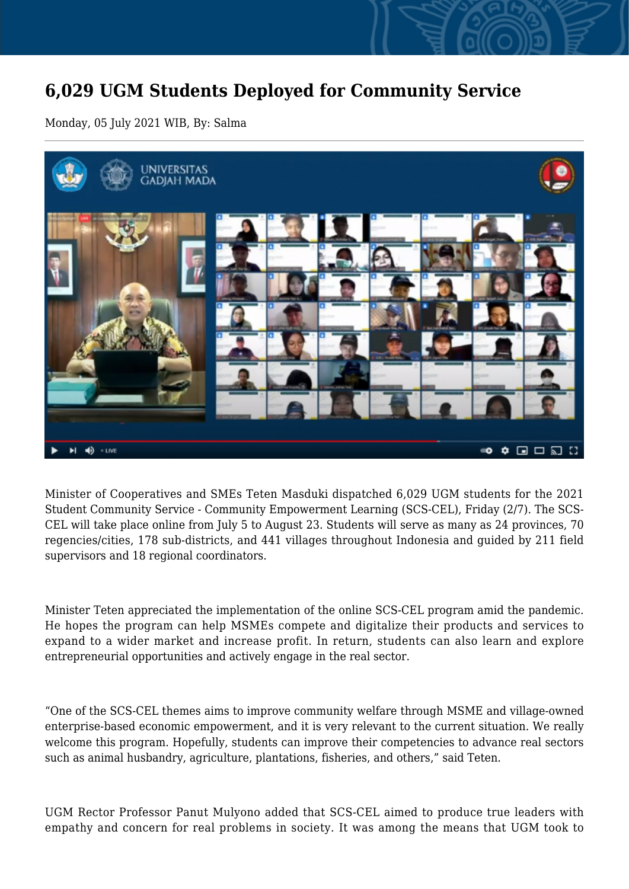# 6,029 UGM Students Deployed for Community Service

Monday, 05 July 2021 WIB, By: Salma

Minister of Cooperatives and SMEs Teten Masduki dispatched 6,029 UGM students for the 2021 Student Community Service - Community Empowerment Learning (SCS-CEL), Friday (2/7). The SCS-CEL will take place online from July 5 to August 23. Students will serve as many as 24 provinces, 70 regencies/cities, 178 sub-districts, and 441 villages throughout Indonesia and guided by 211 field supervisors and 18 regional coordinators.

Minister Teten appreciated the implementation of the online SCS-CEL program amid the pandemic. He hopes the program can help MSMEs compete and digitalize their products and services to expand to a wider market and increase profit. In return, students can also learn and explore entrepreneurial opportunities and actively engage in the real sector.

"One of the SCS-CEL themes aims to improve community welfare through MSME and village-owned enterprise-based economic empowerment, and it is very relevant to the current situation. We really welcome this program. Hopefully, students can improve their competencies to advance real sectors such as animal husbandry, agriculture, plantations, fisheries, and others," said Teten.

UGM Rector Professor Panut Mulyono added that SCS-CEL aimed to produce true leaders with empathy and concern for real problems in society. It was among the means that UGM took to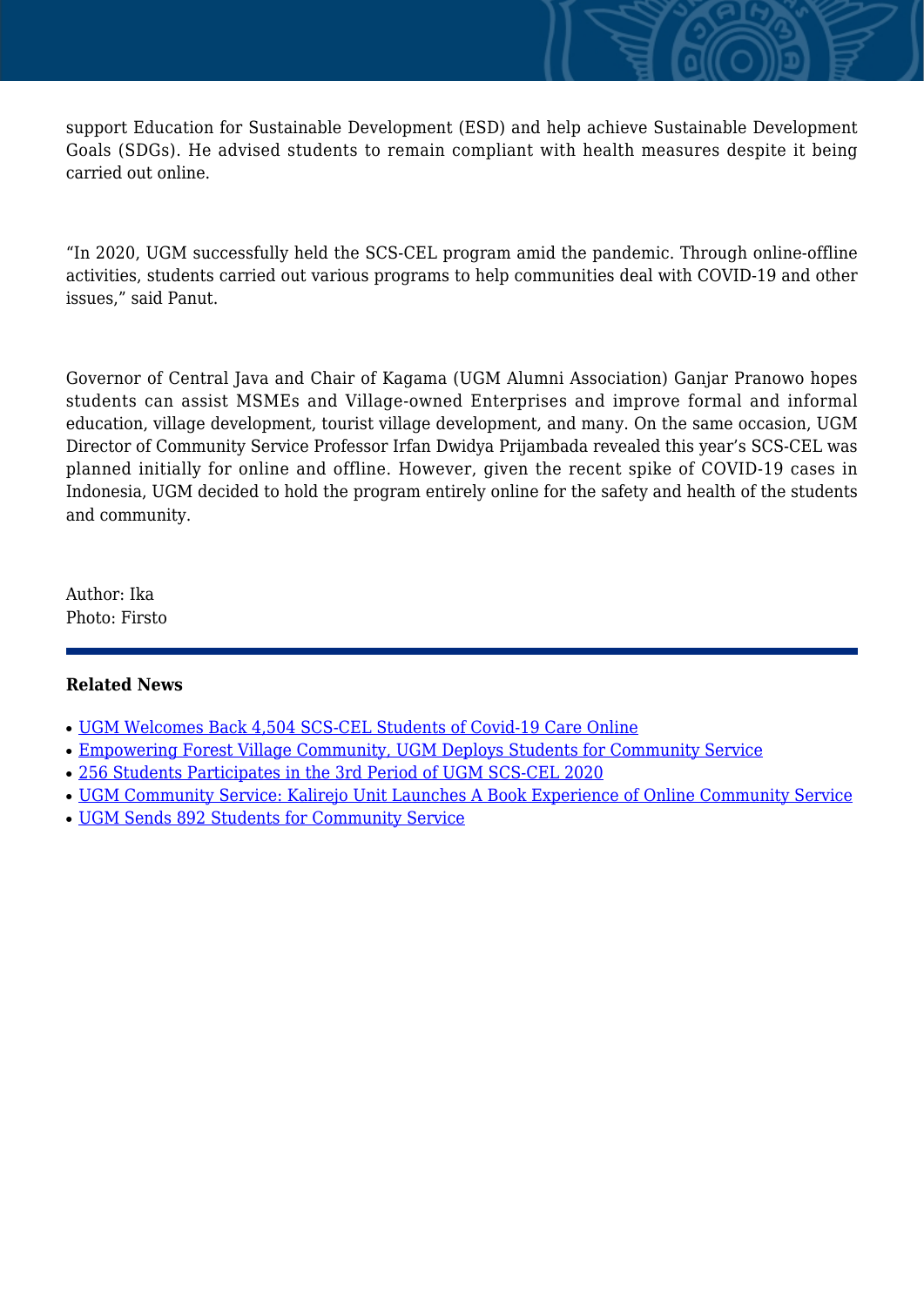support Education for Sustainable Development (ESD) and help achieve Sustainable Development Goals (SDGs). He advised students to remain compliant with health measures despite it being carried out online.

"In 2020, UGM successfully held the SCS-CEL program amid the pandemic. Through online-offline activities, students carried out various programs to help communities deal with COVID-19 and other issues," said Panut.

Governor of Central Java and Chair of Kagama (UGM Alumni Association) Ganjar Pranowo hopes students can assist MSMEs and Village-owned Enterprises and improve formal and informal education, village development, tourist village development, and many. On the same occasion, UGM Director of Community Service Professor Irfan Dwidya Prijambada revealed this year's SCS-CEL was planned initially for online and offline. However, given the recent spike of COVID-19 cases in Indonesia, UGM decided to hold the program entirely online for the safety and health of the students and community.

Author: Ika
Photo: Firsto

---

**Related News**

- UGM Welcomes Back 4,504 SCS-CEL Students of Covid-19 Care Online
- Empowering Forest Village Community, UGM Deploys Students for Community Service
- 256 Students Participates in the 3rd Period of UGM SCS-CEL 2020
- UGM Community Service: Kalirejo Unit Launches A Book Experience of Online Community Service
- UGM Sends 892 Students for Community Service